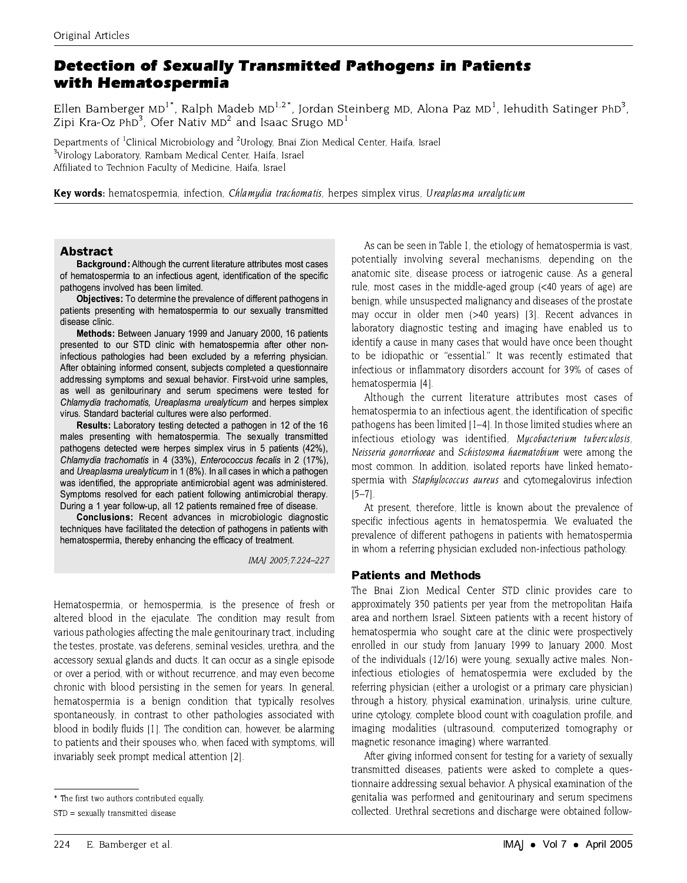# Detection of Sexually Transmitted Pathogens in Patients with Hematospermia

Ellen Bamberger MD[1*], Ralph Madeb MD[1,2*], Jordan Steinberg MD, Alona Paz MD[1], Iehudith Satinger PhD[3], Zipi Kra-Oz PhD[3], Ofer Nativ MD[2] and Isaac Srugo MD[1]

Departments of [1]Clinical Microbiology and [2]Urology, Bnai Zion Medical Center, Haifa, Israel
[3]Virology Laboratory, Rambam Medical Center, Haifa, Israel
Affiliated to Technion Faculty of Medicine, Haifa, Israel

**Key words:** hematospermia, infection, *Chlamydia trachomatis*, herpes simplex virus, *Ureaplasma urealyticum*

## Abstract

**Background:** Although the current literature attributes most cases of hematospermia to an infectious agent, identification of the specific pathogens involved has been limited.

**Objectives:** To determine the prevalence of different pathogens in patients presenting with hematospermia to our sexually transmitted disease clinic.

**Methods:** Between January 1999 and January 2000, 16 patients presented to our STD clinic with hematospermia after other non-infectious pathologies had been excluded by a referring physician. After obtaining informed consent, subjects completed a questionnaire addressing symptoms and sexual behavior. First-void urine samples, as well as genitourinary and serum specimens were tested for *Chlamydia trachomatis, Ureaplasma urealyticum* and herpes simplex virus. Standard bacterial cultures were also performed.

**Results:** Laboratory testing detected a pathogen in 12 of the 16 males presenting with hematospermia. The sexually transmitted pathogens detected were herpes simplex virus in 5 patients (42%), *Chlamydia trachomatis* in 4 (33%), *Enterococcus fecalis* in 2 (17%), and *Ureaplasma urealyticum* in 1 (8%). In all cases in which a pathogen was identified, the appropriate antimicrobial agent was administered. Symptoms resolved for each patient following antimicrobial therapy. During a 1 year follow-up, all 12 patients remained free of disease.

**Conclusions:** Recent advances in microbiologic diagnostic techniques have facilitated the detection of pathogens in patients with hematospermia, thereby enhancing the efficacy of treatment.

IMAJ 2005;7:224–227

Hematospermia, or hemospermia, is the presence of fresh or altered blood in the ejaculate. The condition may result from various pathologies affecting the male genitourinary tract, including the testes, prostate, vas deferens, seminal vesicles, urethra, and the accessory sexual glands and ducts. It can occur as a single episode or over a period, with or without recurrence, and may even become chronic with blood persisting in the semen for years. In general, hematospermia is a benign condition that typically resolves spontaneously, in contrast to other pathologies associated with blood in bodily fluids [1]. The condition can, however, be alarming to patients and their spouses who, when faced with symptoms, will invariably seek prompt medical attention [2].

As can be seen in Table 1, the etiology of hematospermia is vast, potentially involving several mechanisms, depending on the anatomic site, disease process or iatrogenic cause. As a general rule, most cases in the middle-aged group (<40 years of age) are benign, while unsuspected malignancy and diseases of the prostate may occur in older men (>40 years) [3]. Recent advances in laboratory diagnostic testing and imaging have enabled us to identify a cause in many cases that would have once been thought to be idiopathic or "essential." It was recently estimated that infectious or inflammatory disorders account for 39% of cases of hematospermia [4].

Although the current literature attributes most cases of hematospermia to an infectious agent, the identification of specific pathogens has been limited [1–4]. In those limited studies where an infectious etiology was identified, *Mycobacterium tuberculosis, Neisseria gonorrhoeae* and *Schistosoma haematobium* were among the most common. In addition, isolated reports have linked hematospermia with *Staphylococcus aureus* and cytomegalovirus infection [5–7].

At present, therefore, little is known about the prevalence of specific infectious agents in hematospermia. We evaluated the prevalence of different pathogens in patients with hematospermia in whom a referring physician excluded non-infectious pathology.

## Patients and Methods

The Bnai Zion Medical Center STD clinic provides care to approximately 350 patients per year from the metropolitan Haifa area and northern Israel. Sixteen patients with a recent history of hematospermia who sought care at the clinic were prospectively enrolled in our study from January 1999 to January 2000. Most of the individuals (12/16) were young, sexually active males. Non-infectious etiologies of hematospermia were excluded by the referring physician (either a urologist or a primary care physician) through a history, physical examination, urinalysis, urine culture, urine cytology, complete blood count with coagulation profile, and imaging modalities (ultrasound, computerized tomography or magnetic resonance imaging) where warranted.

After giving informed consent for testing for a variety of sexually transmitted diseases, patients were asked to complete a questionnaire addressing sexual behavior. A physical examination of the genitalia was performed and genitourinary and serum specimens collected. Urethral secretions and discharge were obtained follow-

\* The first two authors contributed equally.

STD = sexually transmitted disease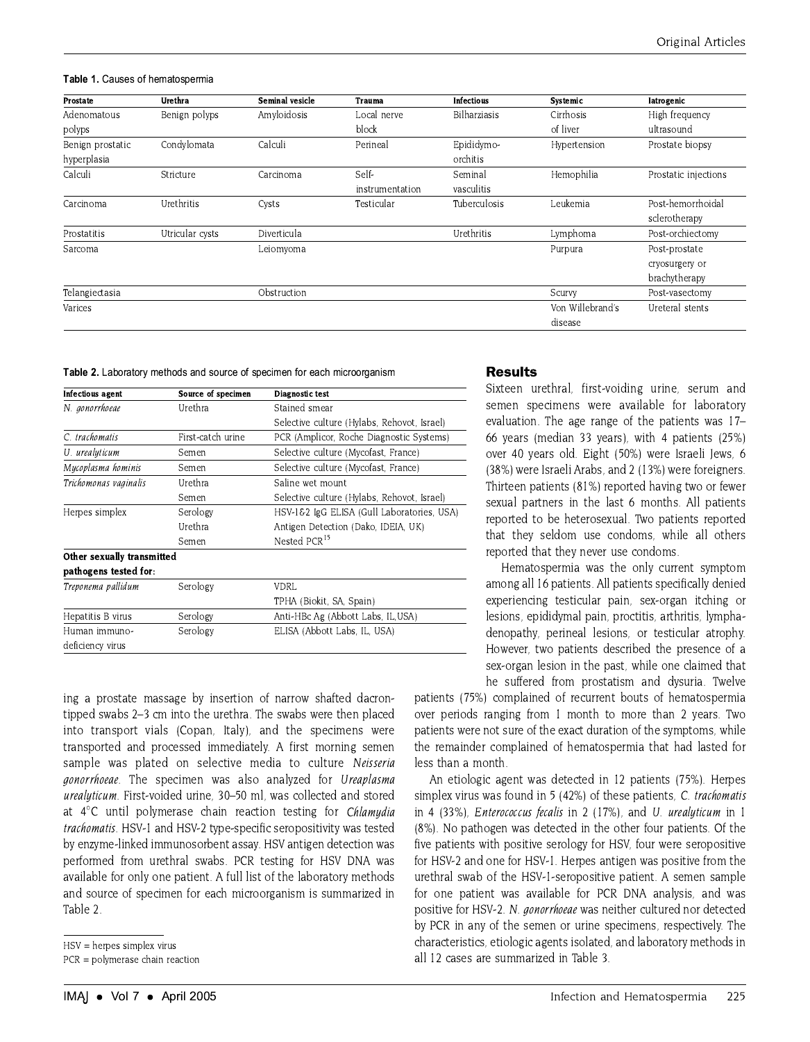**Table 1.** Causes of hematospermia

| Prostate | Urethra | Seminal vesicle | Trauma | Infectious | Systemic | Iatrogenic |
|---|---|---|---|---|---|---|
| Adenomatous polyps | Benign polyps | Amyloidosis | Local nerve block | Bilharziasis | Cirrhosis of liver | High frequency ultrasound |
| Benign prostatic hyperplasia | Condylomata | Calculi | Perineal | Epididymo-orchitis | Hypertension | Prostate biopsy |
| Calculi | Stricture | Carcinoma | Self-instrumentation | Seminal vasculitis | Hemophilia | Prostatic injections |
| Carcinoma | Urethritis | Cysts | Testicular | Tuberculosis | Leukemia | Post-hemorrhoidal sclerotherapy |
| Prostatitis | Utricular cysts | Diverticula | | Urethritis | Lymphoma | Post-orchiectomy |
| Sarcoma | | Leiomyoma | | | Purpura | Post-prostate cryosurgery or brachytherapy |
| Telangiectasia | | Obstruction | | | Scurvy | Post-vasectomy |
| Varices | | | | | Von Willebrand's disease | Ureteral stents |

**Table 2.** Laboratory methods and source of specimen for each microorganism

| Infectious agent | Source of specimen | Diagnostic test |
|---|---|---|
| *N. gonorrhoeae* | Urethra | Stained smear |
| | | Selective culture (Hylabs, Rehovot, Israel) |
| *C. trachomatis* | First-catch urine | PCR (Amplicor, Roche Diagnostic Systems) |
| *U. urealyticum* | Semen | Selective culture (Mycofast, France) |
| *Mycoplasma hominis* | Semen | Selective culture (Mycofast, France) |
| *Trichomonas vaginalis* | Urethra | Saline wet mount |
| | Semen | Selective culture (Hylabs, Rehovot, Israel) |
| Herpes simplex | Serology | HSV-1&2 IgG ELISA (Gull Laboratories, USA) |
| | Urethra | Antigen Detection (Dako, IDEIA, UK) |
| | Semen | Nested PCR[15] |
| **Other sexually transmitted pathogens tested for:** | | |
| *Treponema pallidum* | Serology | VDRL |
| | | TPHA (Biokit, SA, Spain) |
| Hepatitis B virus | Serology | Anti-HBc Ag (Abbott Labs, IL,USA) |
| Human immuno-deficiency virus | Serology | ELISA (Abbott Labs, IL, USA) |

ing a prostate massage by insertion of narrow shafted dacron-tipped swabs 2–3 cm into the urethra. The swabs were then placed into transport vials (Copan, Italy), and the specimens were transported and processed immediately. A first morning semen sample was plated on selective media to culture *Neisseria gonorrhoeae*. The specimen was also analyzed for *Ureaplasma urealyticum*. First-voided urine, 30–50 ml, was collected and stored at 4°C until polymerase chain reaction testing for *Chlamydia trachomatis*. HSV-1 and HSV-2 type-specific seropositivity was tested by enzyme-linked immunosorbent assay. HSV antigen detection was performed from urethral swabs. PCR testing for HSV DNA was available for only one patient. A full list of the laboratory methods and source of specimen for each microorganism is summarized in Table 2.

HSV = herpes simplex virus
PCR = polymerase chain reaction

## Results

Sixteen urethral, first-voiding urine, serum and semen specimens were available for laboratory evaluation. The age range of the patients was 17–66 years (median 33 years), with 4 patients (25%) over 40 years old. Eight (50%) were Israeli Jews, 6 (38%) were Israeli Arabs, and 2 (13%) were foreigners. Thirteen patients (81%) reported having two or fewer sexual partners in the last 6 months. All patients reported to be heterosexual. Two patients reported that they seldom use condoms, while all others reported that they never use condoms.

Hematospermia was the only current symptom among all 16 patients. All patients specifically denied experiencing testicular pain, sex-organ itching or lesions, epididymal pain, proctitis, arthritis, lymphadenopathy, perineal lesions, or testicular atrophy. However, two patients described the presence of a sex-organ lesion in the past, while one claimed that he suffered from prostatism and dysuria. Twelve patients (75%) complained of recurrent bouts of hematospermia over periods ranging from 1 month to more than 2 years. Two patients were not sure of the exact duration of the symptoms, while the remainder complained of hematospermia that had lasted for less than a month.

An etiologic agent was detected in 12 patients (75%). Herpes simplex virus was found in 5 (42%) of these patients, *C. trachomatis* in 4 (33%), *Enterococcus fecalis* in 2 (17%), and *U. urealyticum* in 1 (8%). No pathogen was detected in the other four patients. Of the five patients with positive serology for HSV, four were seropositive for HSV-2 and one for HSV-1. Herpes antigen was positive from the urethral swab of the HSV-1-seropositive patient. A semen sample for one patient was available for PCR DNA analysis, and was positive for HSV-2. *N. gonorrhoeae* was neither cultured nor detected by PCR in any of the semen or urine specimens, respectively. The characteristics, etiologic agents isolated, and laboratory methods in all 12 cases are summarized in Table 3.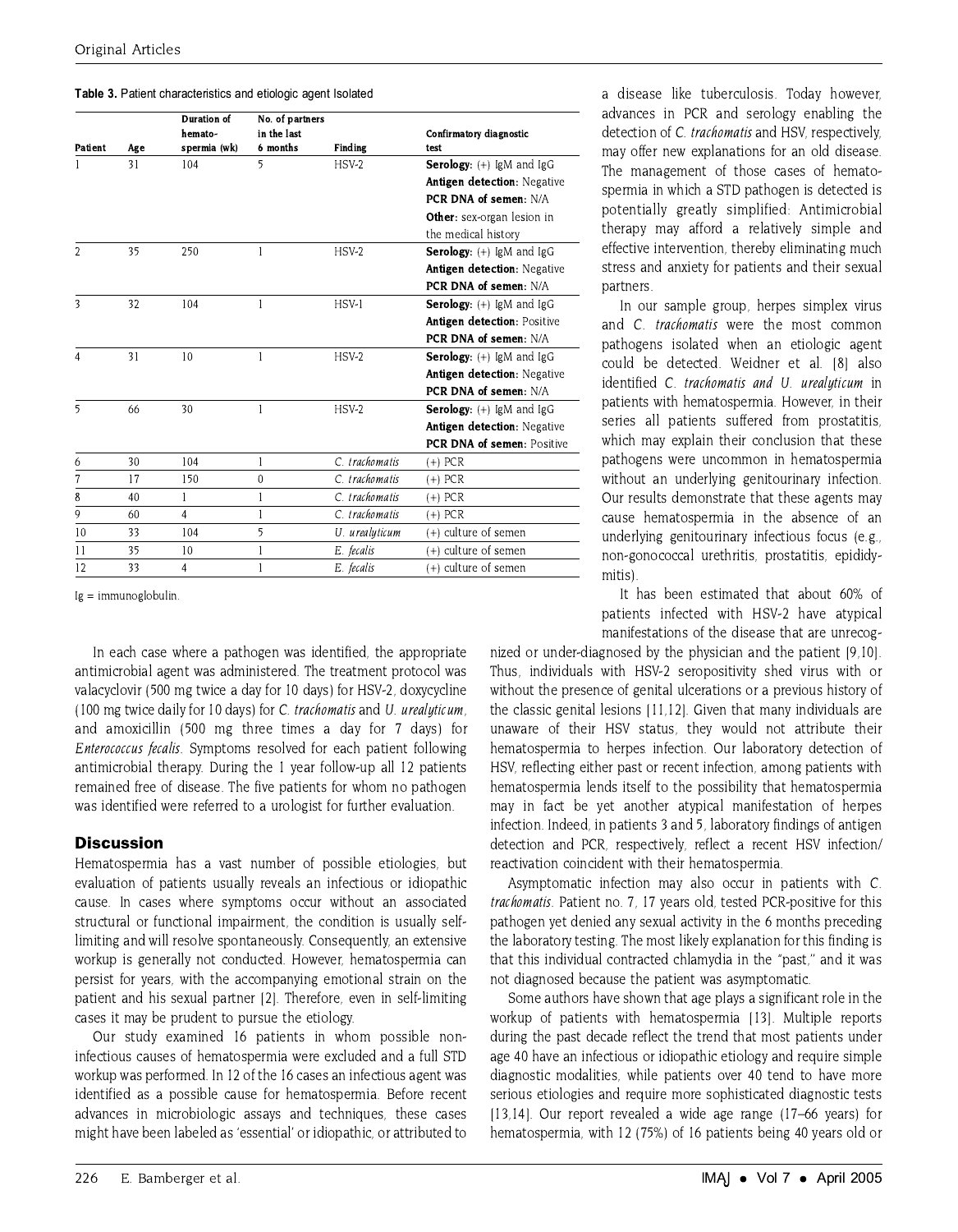**Table 3.** Patient characteristics and etiologic agent Isolated

| Patient | Age | Duration of hemato-spermia (wk) | No. of partners in the last 6 months | Finding | Confirmatory diagnostic test |
|---|---|---|---|---|---|
| 1 | 31 | 104 | 5 | HSV-2 | **Serology:** (+) IgM and IgG<br>**Antigen detection:** Negative<br>**PCR DNA of semen:** N/A<br>**Other:** sex-organ lesion in the medical history |
| 2 | 35 | 250 | 1 | HSV-2 | **Serology:** (+) IgM and IgG<br>**Antigen detection:** Negative<br>**PCR DNA of semen:** N/A |
| 3 | 32 | 104 | 1 | HSV-1 | **Serology:** (+) IgM and IgG<br>**Antigen detection:** Positive<br>**PCR DNA of semen:** N/A |
| 4 | 31 | 10 | 1 | HSV-2 | **Serology:** (+) IgM and IgG<br>**Antigen detection:** Negative<br>**PCR DNA of semen:** N/A |
| 5 | 66 | 30 | 1 | HSV-2 | **Serology:** (+) IgM and IgG<br>**Antigen detection:** Negative<br>**PCR DNA of semen:** Positive |
| 6 | 30 | 104 | 1 | *C. trachomatis* | (+) PCR |
| 7 | 17 | 150 | 0 | *C. trachomatis* | (+) PCR |
| 8 | 40 | 1 | 1 | *C. trachomatis* | (+) PCR |
| 9 | 60 | 4 | 1 | *C. trachomatis* | (+) PCR |
| 10 | 33 | 104 | 5 | *U. urealyticum* | (+) culture of semen |
| 11 | 35 | 10 | 1 | *E. fecalis* | (+) culture of semen |
| 12 | 33 | 4 | 1 | *E. fecalis* | (+) culture of semen |

Ig = immunoglobulin.

In each case where a pathogen was identified, the appropriate antimicrobial agent was administered. The treatment protocol was valacyclovir (500 mg twice a day for 10 days) for HSV-2, doxycycline (100 mg twice daily for 10 days) for *C. trachomatis* and *U. urealyticum*, and amoxicillin (500 mg three times a day for 7 days) for *Enterococcus fecalis*. Symptoms resolved for each patient following antimicrobial therapy. During the 1 year follow-up all 12 patients remained free of disease. The five patients for whom no pathogen was identified were referred to a urologist for further evaluation.

## Discussion

Hematospermia has a vast number of possible etiologies, but evaluation of patients usually reveals an infectious or idiopathic cause. In cases where symptoms occur without an associated structural or functional impairment, the condition is usually self-limiting and will resolve spontaneously. Consequently, an extensive workup is generally not conducted. However, hematospermia can persist for years, with the accompanying emotional strain on the patient and his sexual partner [2]. Therefore, even in self-limiting cases it may be prudent to pursue the etiology.

Our study examined 16 patients in whom possible non-infectious causes of hematospermia were excluded and a full STD workup was performed. In 12 of the 16 cases an infectious agent was identified as a possible cause for hematospermia. Before recent advances in microbiologic assays and techniques, these cases might have been labeled as 'essential' or idiopathic, or attributed to a disease like tuberculosis. Today however, advances in PCR and serology enabling the detection of *C. trachomatis* and HSV, respectively, may offer new explanations for an old disease. The management of those cases of hematospermia in which a STD pathogen is detected is potentially greatly simplified: Antimicrobial therapy may afford a relatively simple and effective intervention, thereby eliminating much stress and anxiety for patients and their sexual partners.

In our sample group, herpes simplex virus and *C. trachomatis* were the most common pathogens isolated when an etiologic agent could be detected. Weidner et al. [8] also identified *C. trachomatis and U. urealyticum* in patients with hematospermia. However, in their series all patients suffered from prostatitis, which may explain their conclusion that these pathogens were uncommon in hematospermia without an underlying genitourinary infection. Our results demonstrate that these agents may cause hematospermia in the absence of an underlying genitourinary infectious focus (e.g., non-gonococcal urethritis, prostatitis, epididymitis).

It has been estimated that about 60% of patients infected with HSV-2 have atypical manifestations of the disease that are unrecognized or under-diagnosed by the physician and the patient [9,10]. Thus, individuals with HSV-2 seropositivity shed virus with or without the presence of genital ulcerations or a previous history of the classic genital lesions [11,12]. Given that many individuals are unaware of their HSV status, they would not attribute their hematospermia to herpes infection. Our laboratory detection of HSV, reflecting either past or recent infection, among patients with hematospermia lends itself to the possibility that hematospermia may in fact be yet another atypical manifestation of herpes infection. Indeed, in patients 3 and 5, laboratory findings of antigen detection and PCR, respectively, reflect a recent HSV infection/reactivation coincident with their hematospermia.

Asymptomatic infection may also occur in patients with *C. trachomatis*. Patient no. 7, 17 years old, tested PCR-positive for this pathogen yet denied any sexual activity in the 6 months preceding the laboratory testing. The most likely explanation for this finding is that this individual contracted chlamydia in the "past," and it was not diagnosed because the patient was asymptomatic.

Some authors have shown that age plays a significant role in the workup of patients with hematospermia [13]. Multiple reports during the past decade reflect the trend that most patients under age 40 have an infectious or idiopathic etiology and require simple diagnostic modalities, while patients over 40 tend to have more serious etiologies and require more sophisticated diagnostic tests [13,14]. Our report revealed a wide age range (17–66 years) for hematospermia, with 12 (75%) of 16 patients being 40 years old or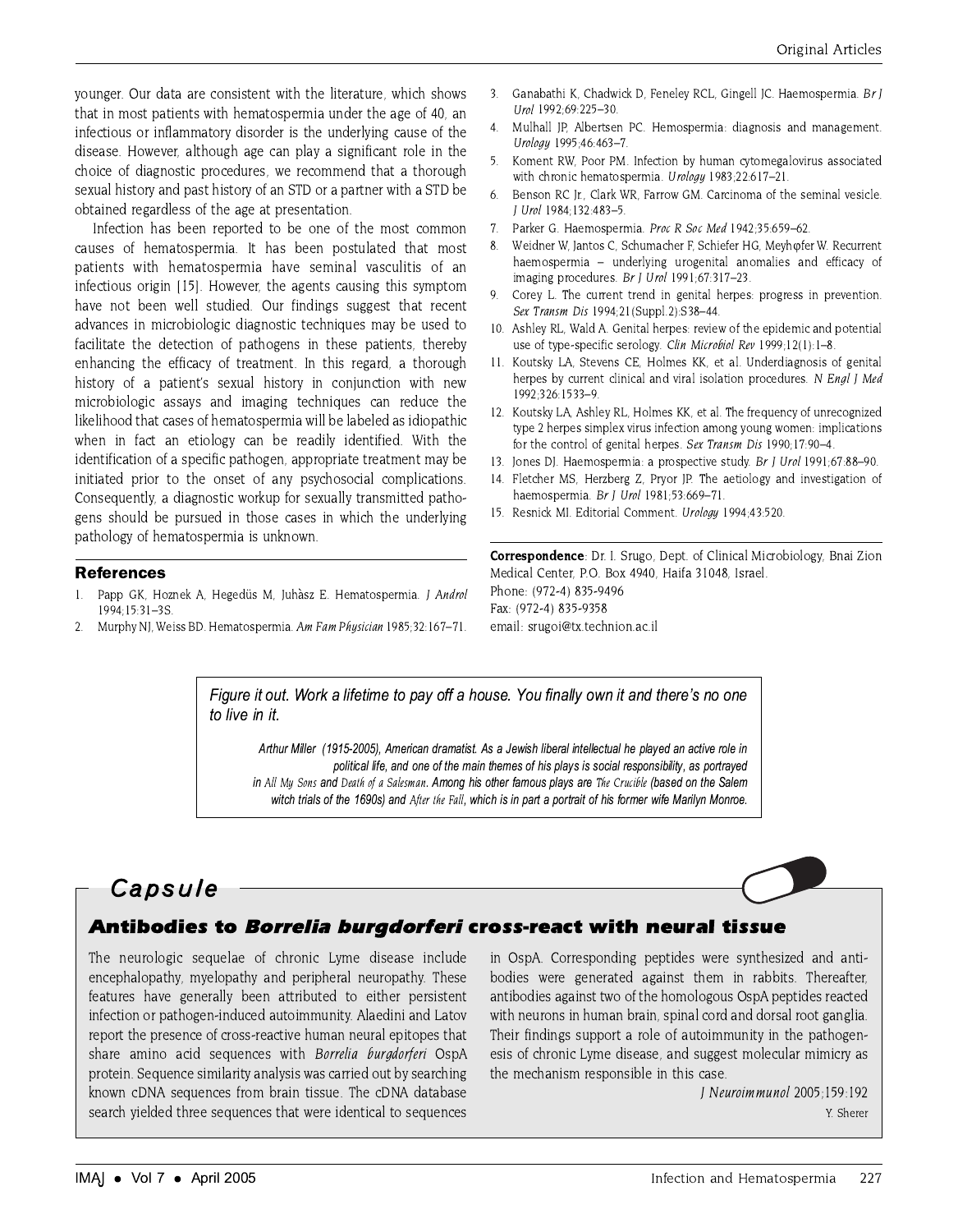younger. Our data are consistent with the literature, which shows that in most patients with hematospermia under the age of 40, an infectious or inflammatory disorder is the underlying cause of the disease. However, although age can play a significant role in the choice of diagnostic procedures, we recommend that a thorough sexual history and past history of an STD or a partner with a STD be obtained regardless of the age at presentation.

Infection has been reported to be one of the most common causes of hematospermia. It has been postulated that most patients with hematospermia have seminal vasculitis of an infectious origin [15]. However, the agents causing this symptom have not been well studied. Our findings suggest that recent advances in microbiologic diagnostic techniques may be used to facilitate the detection of pathogens in these patients, thereby enhancing the efficacy of treatment. In this regard, a thorough history of a patient's sexual history in conjunction with new microbiologic assays and imaging techniques can reduce the likelihood that cases of hematospermia will be labeled as idiopathic when in fact an etiology can be readily identified. With the identification of a specific pathogen, appropriate treatment may be initiated prior to the onset of any psychosocial complications. Consequently, a diagnostic workup for sexually transmitted pathogens should be pursued in those cases in which the underlying pathology of hematospermia is unknown.

## References

1. Papp GK, Hoznek A, Hegedüs M, Juhàsz E. Hematospermia. *J Androl* 1994;15:31–3S.
2. Murphy NJ, Weiss BD. Hematospermia. *Am Fam Physician* 1985;32:167–71.
3. Ganabathi K, Chadwick D, Feneley RCL, Gingell JC. Haemospermia. *Br J Urol* 1992;69:225–30.
4. Mulhall JP, Albertsen PC. Hemospermia: diagnosis and management. *Urology* 1995;46:463–7.
5. Koment RW, Poor PM. Infection by human cytomegalovirus associated with chronic hematospermia. *Urology* 1983;22:617–21.
6. Benson RC Jr., Clark WR, Farrow GM. Carcinoma of the seminal vesicle. *J Urol* 1984;132:483–5.
7. Parker G. Haemospermia. *Proc R Soc Med* 1942;35:659–62.
8. Weidner W, Jantos C, Schumacher F, Schiefer HG, Meyhøfer W. Recurrent haemospermia – underlying urogenital anomalies and efficacy of imaging procedures. *Br J Urol* 1991;67:317–23.
9. Corey L. The current trend in genital herpes: progress in prevention. *Sex Transm Dis* 1994;21(Suppl.2):S38–44.
10. Ashley RL, Wald A. Genital herpes: review of the epidemic and potential use of type-specific serology. *Clin Microbiol Rev* 1999;12(1):1–8.
11. Koutsky LA, Stevens CE, Holmes KK, et al. Underdiagnosis of genital herpes by current clinical and viral isolation procedures. *N Engl J Med* 1992;326:1533–9.
12. Koutsky LA, Ashley RL, Holmes KK, et al. The frequency of unrecognized type 2 herpes simplex virus infection among young women: implications for the control of genital herpes. *Sex Transm Dis* 1990;17:90–4.
13. Jones DJ. Haemospermia: a prospective study. *Br J Urol* 1991;67:88–90.
14. Fletcher MS, Herzberg Z, Pryor JP. The aetiology and investigation of haemospermia. *Br J Urol* 1981;53:669–71.
15. Resnick MI. Editorial Comment. *Urology* 1994;43:520.

**Correspondence**: Dr. I. Srugo, Dept. of Clinical Microbiology, Bnai Zion Medical Center, P.O. Box 4940, Haifa 31048, Israel.
Phone: (972-4) 835-9496
Fax: (972-4) 835-9358
email: srugoi@tx.technion.ac.il

*Figure it out. Work a lifetime to pay off a house. You finally own it and there's no one to live in it.*

*Arthur Miller (1915-2005), American dramatist. As a Jewish liberal intellectual he played an active role in political life, and one of the main themes of his plays is social responsibility, as portrayed in All My Sons and Death of a Salesman. Among his other famous plays are The Crucible (based on the Salem witch trials of the 1690s) and After the Fall, which is in part a portrait of his former wife Marilyn Monroe.*

## Capsule

### Antibodies to *Borrelia burgdorferi* cross-react with neural tissue

The neurologic sequelae of chronic Lyme disease include encephalopathy, myelopathy and peripheral neuropathy. These features have generally been attributed to either persistent infection or pathogen-induced autoimmunity. Alaedini and Latov report the presence of cross-reactive human neural epitopes that share amino acid sequences with *Borrelia burgdorferi* OspA protein. Sequence similarity analysis was carried out by searching known cDNA sequences from brain tissue. The cDNA database search yielded three sequences that were identical to sequences in OspA. Corresponding peptides were synthesized and antibodies were generated against them in rabbits. Thereafter, antibodies against two of the homologous OspA peptides reacted with neurons in human brain, spinal cord and dorsal root ganglia. Their findings support a role of autoimmunity in the pathogenesis of chronic Lyme disease, and suggest molecular mimicry as the mechanism responsible in this case.

*J Neuroimmunol* 2005;159:192

Y. Sherer